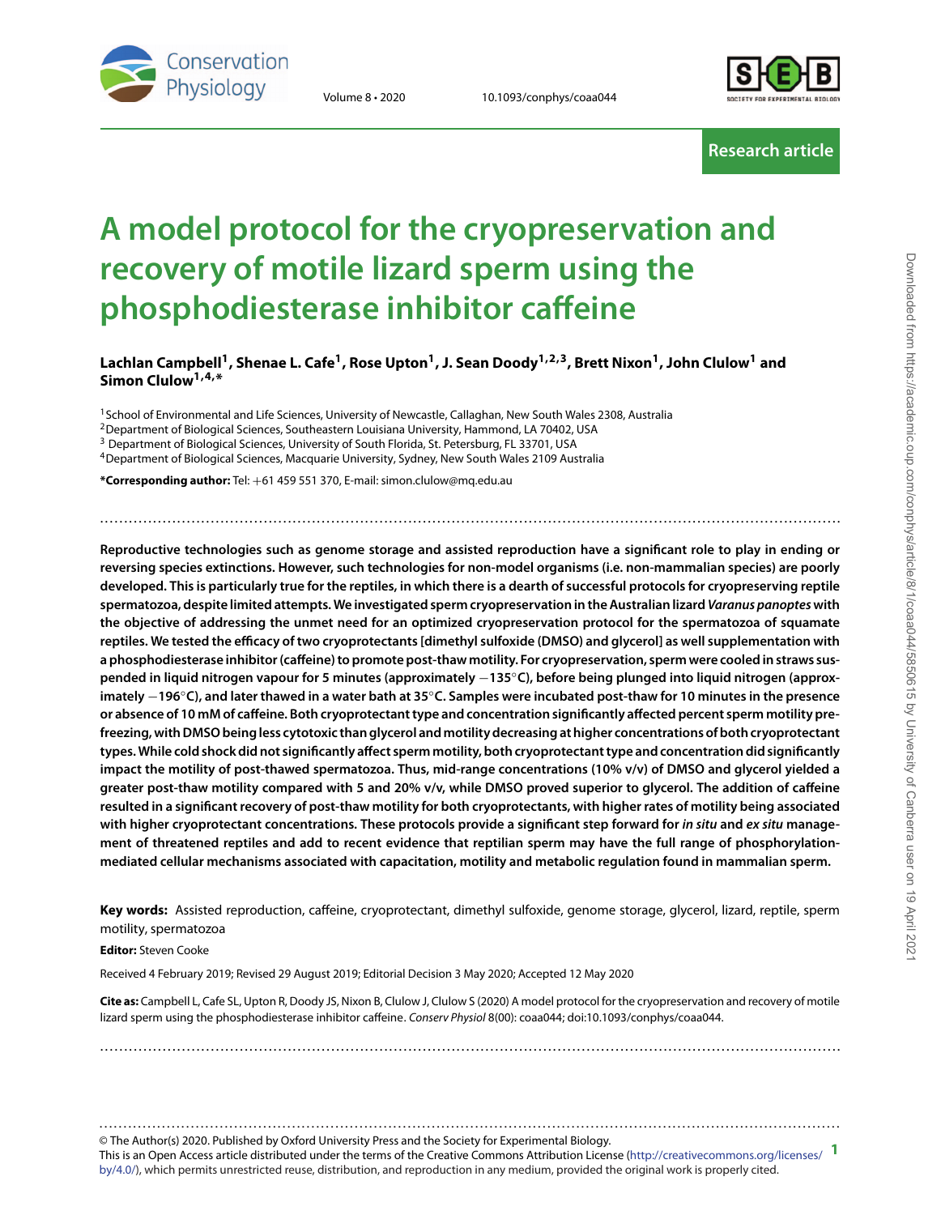Research article

# A model protocol for the cryopreservation and recovery of motile lizard sperm using the phosphodiesterase inhibitor caffeine

**Lachlan Campbell[1], Shenae L. Cafe[1], Rose Upton[1], J. Sean Doody[1,2,3], Brett Nixon[1], John Clulow[1] and Simon Clulow[1,4,*]**

[1]School of Environmental and Life Sciences, University of Newcastle, Callaghan, New South Wales 2308, Australia
[2]Department of Biological Sciences, Southeastern Louisiana University, Hammond, LA 70402, USA
[3] Department of Biological Sciences, University of South Florida, St. Petersburg, FL 33701, USA
[4]Department of Biological Sciences, Macquarie University, Sydney, New South Wales 2109 Australia

**\*Corresponding author:** Tel: +61 459 551 370, E-mail: simon.clulow@mq.edu.au

**Reproductive technologies such as genome storage and assisted reproduction have a significant role to play in ending or reversing species extinctions. However, such technologies for non-model organisms (i.e. non-mammalian species) are poorly developed. This is particularly true for the reptiles, in which there is a dearth of successful protocols for cryopreserving reptile spermatozoa, despite limited attempts. We investigated sperm cryopreservation in the Australian lizard *Varanus panoptes* with the objective of addressing the unmet need for an optimized cryopreservation protocol for the spermatozoa of squamate reptiles. We tested the efficacy of two cryoprotectants [dimethyl sulfoxide (DMSO) and glycerol] as well as supplementation with a phosphodiesterase inhibitor (caffeine) to promote post-thaw motility. For cryopreservation, sperm were cooled in straws suspended in liquid nitrogen vapour for 5 minutes (approximately −135°C), before being plunged into liquid nitrogen (approximately −196°C), and later thawed in a water bath at 35°C. Samples were incubated post-thaw for 10 minutes in the presence or absence of 10 mM of caffeine. Both cryoprotectant type and concentration significantly affected percent sperm motility pre-freezing, with DMSO being less cytotoxic than glycerol and motility decreasing at higher concentrations of both cryoprotectant types. While cold shock did not significantly affect sperm motility, both cryoprotectant type and concentration did significantly impact the motility of post-thawed spermatozoa. Thus, mid-range concentrations (10% v/v) of DMSO and glycerol yielded a greater post-thaw motility compared with 5 and 20% v/v, while DMSO proved superior to glycerol. The addition of caffeine resulted in a significant recovery of post-thaw motility for both cryoprotectants, with higher rates of motility being associated with higher cryoprotectant concentrations. These protocols provide a significant step forward for *in situ* and *ex situ* management of threatened reptiles and add to recent evidence that reptilian sperm may have the full range of phosphorylation-mediated cellular mechanisms associated with capacitation, motility and metabolic regulation found in mammalian sperm.**

**Key words:** Assisted reproduction, caffeine, cryoprotectant, dimethyl sulfoxide, genome storage, glycerol, lizard, reptile, sperm motility, spermatozoa

**Editor:** Steven Cooke

Received 4 February 2019; Revised 29 August 2019; Editorial Decision 3 May 2020; Accepted 12 May 2020

**Cite as:** Campbell L, Cafe SL, Upton R, Doody JS, Nixon B, Clulow J, Clulow S (2020) A model protocol for the cryopreservation and recovery of motile lizard sperm using the phosphodiesterase inhibitor caffeine. *Conserv Physiol* 8(00): coaa044; doi:10.1093/conphys/coaa044.

© The Author(s) 2020. Published by Oxford University Press and the Society for Experimental Biology.
This is an Open Access article distributed under the terms of the Creative Commons Attribution License (http://creativecommons.org/licenses/by/4.0/), which permits unrestricted reuse, distribution, and reproduction in any medium, provided the original work is properly cited.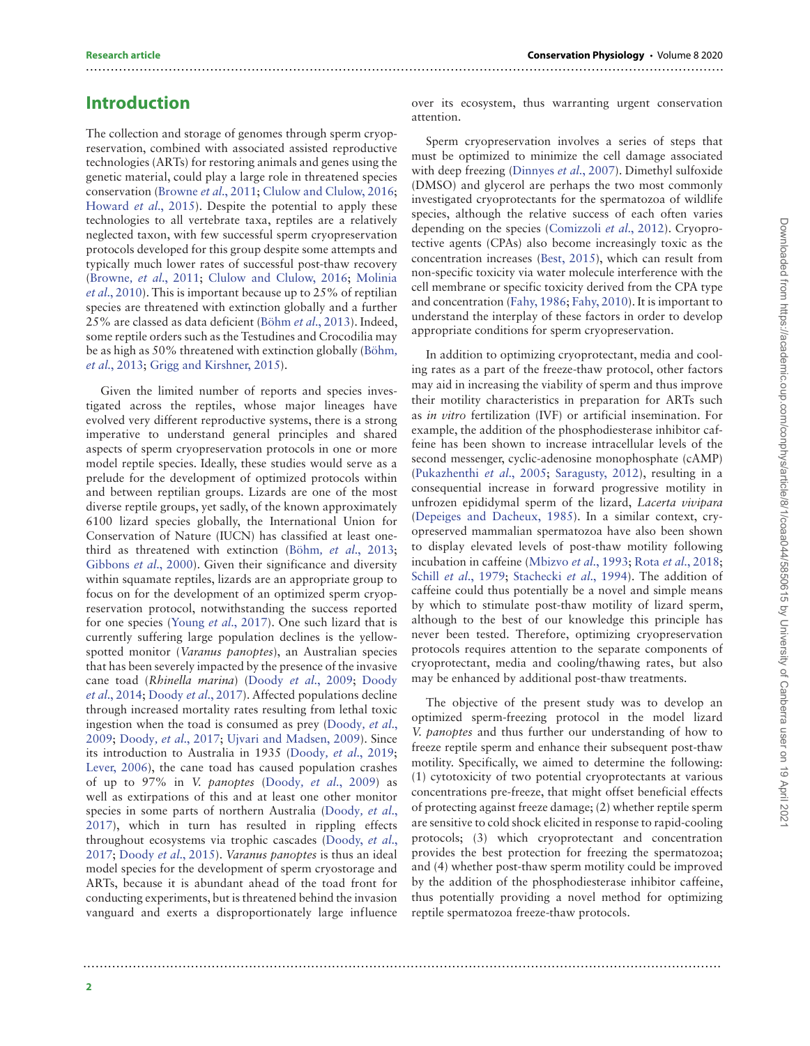## Introduction

The collection and storage of genomes through sperm cryopreservation, combined with associated assisted reproductive technologies (ARTs) for restoring animals and genes using the genetic material, could play a large role in threatened species conservation (Browne *et al*., 2011; Clulow and Clulow, 2016; Howard *et al*., 2015). Despite the potential to apply these technologies to all vertebrate taxa, reptiles are a relatively neglected taxon, with few successful sperm cryopreservation protocols developed for this group despite some attempts and typically much lower rates of successful post-thaw recovery (Browne*, et al*., 2011; Clulow and Clulow, 2016; Molinia *et al*., 2010). This is important because up to 25% of reptilian species are threatened with extinction globally and a further 25% are classed as data deficient (Böhm *et al*., 2013). Indeed, some reptile orders such as the Testudines and Crocodilia may be as high as 50% threatened with extinction globally (Böhm*, et al*., 2013; Grigg and Kirshner, 2015).

Given the limited number of reports and species investigated across the reptiles, whose major lineages have evolved very different reproductive systems, there is a strong imperative to understand general principles and shared aspects of sperm cryopreservation protocols in one or more model reptile species. Ideally, these studies would serve as a prelude for the development of optimized protocols within and between reptilian groups. Lizards are one of the most diverse reptile groups, yet sadly, of the known approximately 6100 lizard species globally, the International Union for Conservation of Nature (IUCN) has classified at least one-third as threatened with extinction (Böhm*, et al*., 2013; Gibbons *et al*., 2000). Given their significance and diversity within squamate reptiles, lizards are an appropriate group to focus on for the development of an optimized sperm cryopreservation protocol, notwithstanding the success reported for one species (Young *et al*., 2017). One such lizard that is currently suffering large population declines is the yellow-spotted monitor (*Varanus panoptes*), an Australian species that has been severely impacted by the presence of the invasive cane toad (*Rhinella marina*) (Doody *et al*., 2009; Doody *et al*., 2014; Doody *et al*., 2017). Affected populations decline through increased mortality rates resulting from lethal toxic ingestion when the toad is consumed as prey (Doody*, et al*., 2009; Doody*, et al*., 2017; Ujvari and Madsen, 2009). Since its introduction to Australia in 1935 (Doody*, et al*., 2019; Lever, 2006), the cane toad has caused population crashes of up to 97% in *V. panoptes* (Doody*, et al*., 2009) as well as extirpations of this and at least one other monitor species in some parts of northern Australia (Doody*, et al*., 2017), which in turn has resulted in rippling effects throughout ecosystems via trophic cascades (Doody*, et al*., 2017; Doody *et al*., 2015). *Varanus panoptes* is thus an ideal model species for the development of sperm cryostorage and ARTs, because it is abundant ahead of the toad front for conducting experiments, but is threatened behind the invasion vanguard and exerts a disproportionately large influence over its ecosystem, thus warranting urgent conservation attention.

Sperm cryopreservation involves a series of steps that must be optimized to minimize the cell damage associated with deep freezing (Dinnyes *et al*., 2007). Dimethyl sulfoxide (DMSO) and glycerol are perhaps the two most commonly investigated cryoprotectants for the spermatozoa of wildlife species, although the relative success of each often varies depending on the species (Comizzoli *et al*., 2012). Cryoprotective agents (CPAs) also become increasingly toxic as the concentration increases (Best, 2015), which can result from non-specific toxicity via water molecule interference with the cell membrane or specific toxicity derived from the CPA type and concentration (Fahy, 1986; Fahy, 2010). It is important to understand the interplay of these factors in order to develop appropriate conditions for sperm cryopreservation.

In addition to optimizing cryoprotectant, media and cooling rates as a part of the freeze-thaw protocol, other factors may aid in increasing the viability of sperm and thus improve their motility characteristics in preparation for ARTs such as *in vitro* fertilization (IVF) or artificial insemination. For example, the addition of the phosphodiesterase inhibitor caffeine has been shown to increase intracellular levels of the second messenger, cyclic-adenosine monophosphate (cAMP) (Pukazhenthi *et al*., 2005; Saragusty, 2012), resulting in a consequential increase in forward progressive motility in unfrozen epididymal sperm of the lizard, *Lacerta vivipara* (Depeiges and Dacheux, 1985). In a similar context, cryopreserved mammalian spermatozoa have also been shown to display elevated levels of post-thaw motility following incubation in caffeine (Mbizvo *et al*., 1993; Rota *et al*., 2018; Schill *et al*., 1979; Stachecki *et al*., 1994). The addition of caffeine could thus potentially be a novel and simple means by which to stimulate post-thaw motility of lizard sperm, although to the best of our knowledge this principle has never been tested. Therefore, optimizing cryopreservation protocols requires attention to the separate components of cryoprotectant, media and cooling/thawing rates, but also may be enhanced by additional post-thaw treatments.

The objective of the present study was to develop an optimized sperm-freezing protocol in the model lizard *V. panoptes* and thus further our understanding of how to freeze reptile sperm and enhance their subsequent post-thaw motility. Specifically, we aimed to determine the following: (1) cytotoxicity of two potential cryoprotectants at various concentrations pre-freeze, that might offset beneficial effects of protecting against freeze damage; (2) whether reptile sperm are sensitive to cold shock elicited in response to rapid-cooling protocols; (3) which cryoprotectant and concentration provides the best protection for freezing the spermatozoa; and (4) whether post-thaw sperm motility could be improved by the addition of the phosphodiesterase inhibitor caffeine, thus potentially providing a novel method for optimizing reptile spermatozoa freeze-thaw protocols.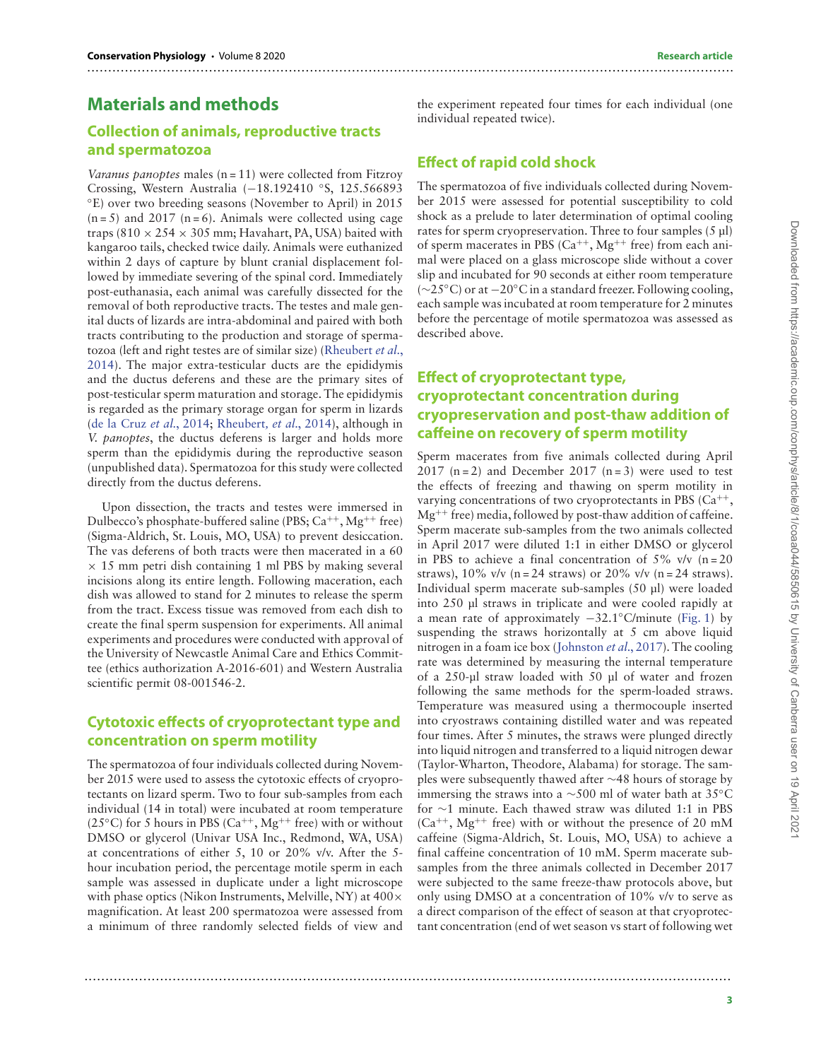## Materials and methods

### Collection of animals, reproductive tracts and spermatozoa

*Varanus panoptes* males (n = 11) were collected from Fitzroy Crossing, Western Australia (−18.192410 °S, 125.566893 °E) over two breeding seasons (November to April) in 2015 (n = 5) and 2017 (n = 6). Animals were collected using cage traps (810 × 254 × 305 mm; Havahart, PA, USA) baited with kangaroo tails, checked twice daily. Animals were euthanized within 2 days of capture by blunt cranial displacement followed by immediate severing of the spinal cord. Immediately post-euthanasia, each animal was carefully dissected for the removal of both reproductive tracts. The testes and male genital ducts of lizards are intra-abdominal and paired with both tracts contributing to the production and storage of spermatozoa (left and right testes are of similar size) (Rheubert *et al.*, 2014). The major extra-testicular ducts are the epididymis and the ductus deferens and these are the primary sites of post-testicular sperm maturation and storage. The epididymis is regarded as the primary storage organ for sperm in lizards (de la Cruz *et al.*, 2014; Rheubert, *et al.*, 2014), although in *V. panoptes*, the ductus deferens is larger and holds more sperm than the epididymis during the reproductive season (unpublished data). Spermatozoa for this study were collected directly from the ductus deferens.

Upon dissection, the tracts and testes were immersed in Dulbecco's phosphate-buffered saline (PBS; $Ca^{++}$, $Mg^{++}$ free) (Sigma-Aldrich, St. Louis, MO, USA) to prevent desiccation. The vas deferens of both tracts were then macerated in a 60 × 15 mm petri dish containing 1 ml PBS by making several incisions along its entire length. Following maceration, each dish was allowed to stand for 2 minutes to release the sperm from the tract. Excess tissue was removed from each dish to create the final sperm suspension for experiments. All animal experiments and procedures were conducted with approval of the University of Newcastle Animal Care and Ethics Committee (ethics authorization A-2016-601) and Western Australia scientific permit 08-001546-2.

### Cytotoxic effects of cryoprotectant type and concentration on sperm motility

The spermatozoa of four individuals collected during November 2015 were used to assess the cytotoxic effects of cryoprotectants on lizard sperm. Two to four sub-samples from each individual (14 in total) were incubated at room temperature (25°C) for 5 hours in PBS ($Ca^{++}$, $Mg^{++}$ free) with or without DMSO or glycerol (Univar USA Inc., Redmond, WA, USA) at concentrations of either 5, 10 or 20% v/v. After the 5-hour incubation period, the percentage motile sperm in each sample was assessed in duplicate under a light microscope with phase optics (Nikon Instruments, Melville, NY) at 400× magnification. At least 200 spermatozoa were assessed from a minimum of three randomly selected fields of view and the experiment repeated four times for each individual (one individual repeated twice).

### Effect of rapid cold shock

The spermatozoa of five individuals collected during November 2015 were assessed for potential susceptibility to cold shock as a prelude to later determination of optimal cooling rates for sperm cryopreservation. Three to four samples (5 μl) of sperm macerates in PBS ($Ca^{++}$, $Mg^{++}$ free) from each animal were placed on a glass microscope slide without a cover slip and incubated for 90 seconds at either room temperature (~25°C) or at −20°C in a standard freezer. Following cooling, each sample was incubated at room temperature for 2 minutes before the percentage of motile spermatozoa was assessed as described above.

### Effect of cryoprotectant type, cryoprotectant concentration during cryopreservation and post-thaw addition of caffeine on recovery of sperm motility

Sperm macerates from five animals collected during April 2017 (n = 2) and December 2017 (n = 3) were used to test the effects of freezing and thawing on sperm motility in varying concentrations of two cryoprotectants in PBS ($Ca^{++}$, $Mg^{++}$ free) media, followed by post-thaw addition of caffeine. Sperm macerate sub-samples from the two animals collected in April 2017 were diluted 1:1 in either DMSO or glycerol in PBS to achieve a final concentration of 5% v/v (n = 20 straws), 10% v/v (n = 24 straws) or 20% v/v (n = 24 straws). Individual sperm macerate sub-samples (50 μl) were loaded into 250 μl straws in triplicate and were cooled rapidly at a mean rate of approximately −32.1°C/minute (Fig. 1) by suspending the straws horizontally at 5 cm above liquid nitrogen in a foam ice box (Johnston *et al.*, 2017). The cooling rate was determined by measuring the internal temperature of a 250-μl straw loaded with 50 μl of water and frozen following the same methods for the sperm-loaded straws. Temperature was measured using a thermocouple inserted into cryostraws containing distilled water and was repeated four times. After 5 minutes, the straws were plunged directly into liquid nitrogen and transferred to a liquid nitrogen dewar (Taylor-Wharton, Theodore, Alabama) for storage. The samples were subsequently thawed after ~48 hours of storage by immersing the straws into a ~500 ml of water bath at 35°C for ~1 minute. Each thawed straw was diluted 1:1 in PBS ($Ca^{++}$, $Mg^{++}$ free) with or without the presence of 20 mM caffeine (Sigma-Aldrich, St. Louis, MO, USA) to achieve a final caffeine concentration of 10 mM. Sperm macerate sub-samples from the three animals collected in December 2017 were subjected to the same freeze-thaw protocols above, but only using DMSO at a concentration of 10% v/v to serve as a direct comparison of the effect of season at that cryoprotectant concentration (end of wet season vs start of following wet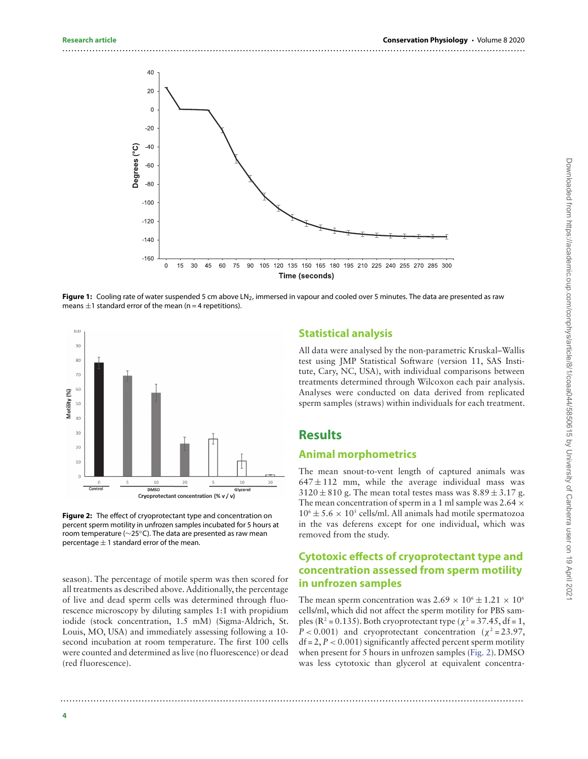Figure 1: Cooling rate of water suspended 5 cm above $LN_2$, immersed in vapour and cooled over 5 minutes. The data are presented as raw means ±1 standard error of the mean (n = 4 repetitions).

Figure 2: The effect of cryoprotectant type and concentration on percent sperm motility in unfrozen samples incubated for 5 hours at room temperature (~25°C). The data are presented as raw mean percentage ± 1 standard error of the mean.

season). The percentage of motile sperm was then scored for all treatments as described above. Additionally, the percentage of live and dead sperm cells was determined through fluorescence microscopy by diluting samples 1:1 with propidium iodide (stock concentration, 1.5 mM) (Sigma-Aldrich, St. Louis, MO, USA) and immediately assessing following a 10-second incubation at room temperature. The first 100 cells were counted and determined as live (no fluorescence) or dead (red fluorescence).

## Statistical analysis

All data were analysed by the non-parametric Kruskal–Wallis test using JMP Statistical Software (version 11, SAS Institute, Cary, NC, USA), with individual comparisons between treatments determined through Wilcoxon each pair analysis. Analyses were conducted on data derived from replicated sperm samples (straws) within individuals for each treatment.

# Results

## Animal morphometrics

The mean snout-to-vent length of captured animals was 647 ± 112 mm, while the average individual mass was 3120 ± 810 g. The mean total testes mass was 8.89 ± 3.17 g. The mean concentration of sperm in a 1 ml sample was $2.64 \times 10^6 \pm 5.6 \times 10^5$ cells/ml. All animals had motile spermatozoa in the vas deferens except for one individual, which was removed from the study.

## Cytotoxic effects of cryoprotectant type and concentration assessed from sperm motility in unfrozen samples

The mean sperm concentration was $2.69 \times 10^6 \pm 1.21 \times 10^6$ cells/ml, which did not affect the sperm motility for PBS samples ($R^2 = 0.135$). Both cryoprotectant type ($\chi^2 = 37.45$, df = 1, $P < 0.001$) and cryoprotectant concentration ($\chi^2 = 23.97$, df = 2, $P < 0.001$) significantly affected percent sperm motility when present for 5 hours in unfrozen samples (Fig. 2). DMSO was less cytotoxic than glycerol at equivalent concentra-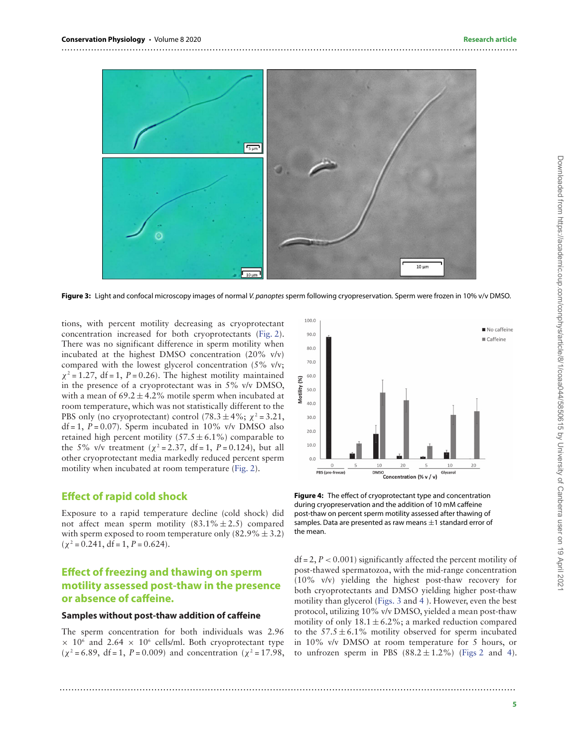**Figure 3:** Light and confocal microscopy images of normal *V. panoptes* sperm following cryopreservation. Sperm were frozen in 10% v/v DMSO.

tions, with percent motility decreasing as cryoprotectant concentration increased for both cryoprotectants (Fig. 2). There was no significant difference in sperm motility when incubated at the highest DMSO concentration (20% v/v) compared with the lowest glycerol concentration (5% v/v; $\chi^2 = 1.27$, df = 1, $P = 0.26$). The highest motility maintained in the presence of a cryoprotectant was in 5% v/v DMSO, with a mean of $69.2 \pm 4.2\%$ motile sperm when incubated at room temperature, which was not statistically different to the PBS only (no cryoprotectant) control ($78.3 \pm 4\%$; $\chi^2 = 3.21$, df = 1, $P = 0.07$). Sperm incubated in 10% v/v DMSO also retained high percent motility ($57.5 \pm 6.1\%$) comparable to the 5% v/v treatment ($\chi^2 = 2.37$, df = 1, $P = 0.124$), but all other cryoprotectant media markedly reduced percent sperm motility when incubated at room temperature (Fig. 2).

## Effect of rapid cold shock

Exposure to a rapid temperature decline (cold shock) did not affect mean sperm motility ($83.1\% \pm 2.5$) compared with sperm exposed to room temperature only ($82.9\% \pm 3.2$) ($\chi^2 = 0.241$, df = 1, $P = 0.624$).

## Effect of freezing and thawing on sperm motility assessed post-thaw in the presence or absence of caffeine.

### Samples without post-thaw addition of caffeine

The sperm concentration for both individuals was $2.96 \times 10^6$ and $2.64 \times 10^6$ cells/ml. Both cryoprotectant type ($\chi^2 = 6.89$, df = 1, $P = 0.009$) and concentration ($\chi^2 = 17.98$, df = 2, $P < 0.001$) significantly affected the percent motility of post-thawed spermatozoa, with the mid-range concentration (10% v/v) yielding the highest post-thaw recovery for both cryoprotectants and DMSO yielding higher post-thaw motility than glycerol (Figs. 3 and 4 ). However, even the best protocol, utilizing 10% v/v DMSO, yielded a mean post-thaw motility of only $18.1 \pm 6.2\%$; a marked reduction compared to the $57.5 \pm 6.1\%$ motility observed for sperm incubated in 10% v/v DMSO at room temperature for 5 hours, or to unfrozen sperm in PBS ($88.2 \pm 1.2\%$) (Figs 2 and 4).

**Figure 4:** The effect of cryoprotectant type and concentration during cryopreservation and the addition of 10 mM caffeine post-thaw on percent sperm motility assessed after thawing of samples. Data are presented as raw means ±1 standard error of the mean.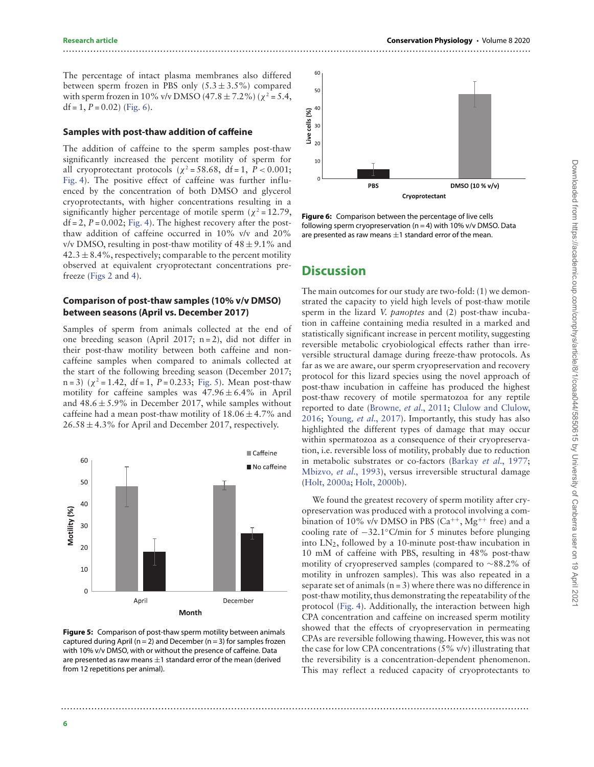The percentage of intact plasma membranes also differed between sperm frozen in PBS only (5.3 ± 3.5%) compared with sperm frozen in 10% v/v DMSO (47.8 ± 7.2%) ($\chi^2 = 5.4$, df = 1, $P = 0.02$) (Fig. 6).

### Samples with post-thaw addition of caffeine

The addition of caffeine to the sperm samples post-thaw significantly increased the percent motility of sperm for all cryoprotectant protocols ($\chi^2 = 58.68$, df = 1, $P < 0.001$; Fig. 4). The positive effect of caffeine was further influenced by the concentration of both DMSO and glycerol cryoprotectants, with higher concentrations resulting in a significantly higher percentage of motile sperm ($\chi^2 = 12.79$, df = 2, $P = 0.002$; Fig. 4). The highest recovery after the post-thaw addition of caffeine occurred in 10% v/v and 20% v/v DMSO, resulting in post-thaw motility of 48 ± 9.1% and 42.3 ± 8.4%, respectively; comparable to the percent motility observed at equivalent cryoprotectant concentrations pre-freeze (Figs 2 and 4).

### Comparison of post-thaw samples (10% v/v DMSO) between seasons (April vs. December 2017)

Samples of sperm from animals collected at the end of one breeding season (April 2017; n = 2), did not differ in their post-thaw motility between both caffeine and non-caffeine samples when compared to animals collected at the start of the following breeding season (December 2017; n = 3) ($\chi^2 = 1.42$, df = 1, $P = 0.233$; Fig. 5). Mean post-thaw motility for caffeine samples was 47.96 ± 6.4% in April and 48.6 ± 5.9% in December 2017, while samples without caffeine had a mean post-thaw motility of 18.06 ± 4.7% and 26.58 ± 4.3% for April and December 2017, respectively.

**Figure 5:** Comparison of post-thaw sperm motility between animals captured during April (n = 2) and December (n = 3) for samples frozen with 10% v/v DMSO, with or without the presence of caffeine. Data are presented as raw means ±1 standard error of the mean (derived from 12 repetitions per animal).

**Figure 6:** Comparison between the percentage of live cells following sperm cryopreservation (n = 4) with 10% v/v DMSO. Data are presented as raw means ±1 standard error of the mean.

## Discussion

The main outcomes for our study are two-fold: (1) we demonstrated the capacity to yield high levels of post-thaw motile sperm in the lizard *V. panoptes* and (2) post-thaw incubation in caffeine containing media resulted in a marked and statistically significant increase in percent motility, suggesting reversible metabolic cryobiological effects rather than irreversible structural damage during freeze-thaw protocols. As far as we are aware, our sperm cryopreservation and recovery protocol for this lizard species using the novel approach of post-thaw incubation in caffeine has produced the highest post-thaw recovery of motile spermatozoa for any reptile reported to date (Browne, *et al*., 2011; Clulow and Clulow, 2016; Young, *et al*., 2017). Importantly, this study has also highlighted the different types of damage that may occur within spermatozoa as a consequence of their cryopreservation, i.e. reversible loss of motility, probably due to reduction in metabolic substrates or co-factors (Barkay *et al*., 1977; Mbizvo, *et al*., 1993), versus irreversible structural damage (Holt, 2000a; Holt, 2000b).

We found the greatest recovery of sperm motility after cryopreservation was produced with a protocol involving a combination of 10% v/v DMSO in PBS ($Ca^{++}$, $Mg^{++}$ free) and a cooling rate of −32.1°C/min for 5 minutes before plunging into $LN_2$, followed by a 10-minute post-thaw incubation in 10 mM of caffeine with PBS, resulting in 48% post-thaw motility of cryopreserved samples (compared to ~88.2% of motility in unfrozen samples). This was also repeated in a separate set of animals (n = 3) where there was no difference in post-thaw motility, thus demonstrating the repeatability of the protocol (Fig. 4). Additionally, the interaction between high CPA concentration and caffeine on increased sperm motility showed that the effects of cryopreservation in permeating CPAs are reversible following thawing. However, this was not the case for low CPA concentrations (5% v/v) illustrating that the reversibility is a concentration-dependent phenomenon. This may reflect a reduced capacity of cryoprotectants to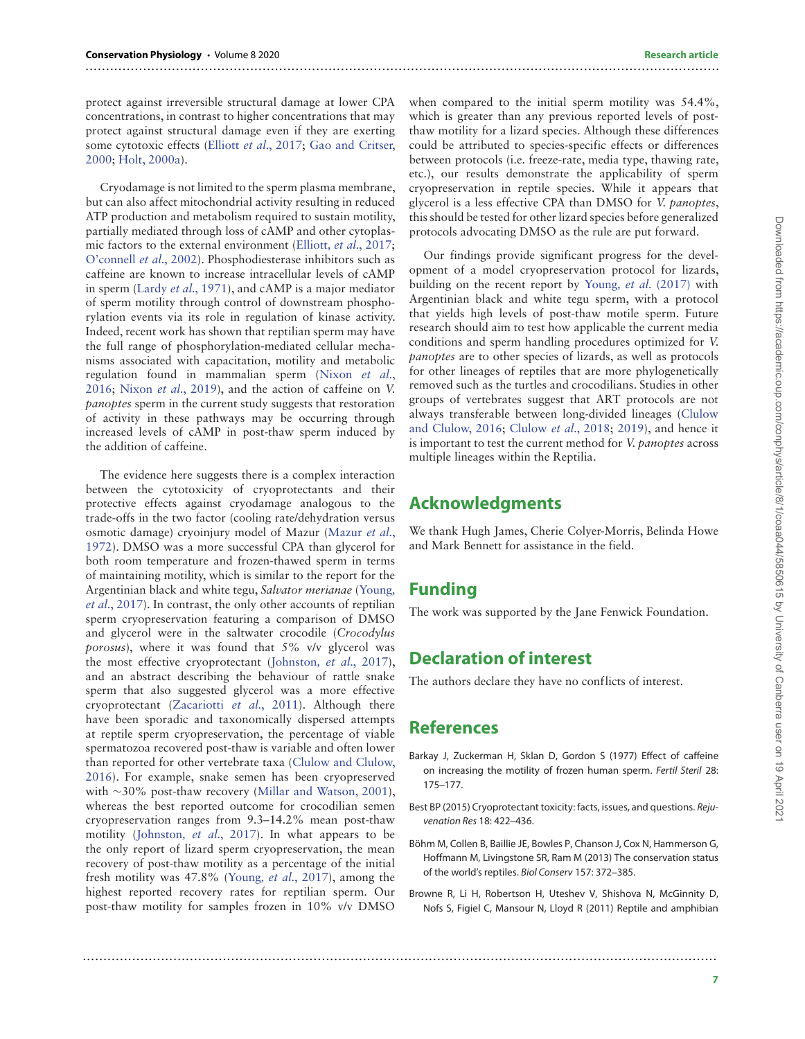protect against irreversible structural damage at lower CPA concentrations, in contrast to higher concentrations that may protect against structural damage even if they are exerting some cytotoxic effects (Elliott *et al*., 2017; Gao and Critser, 2000; Holt, 2000a).

Cryodamage is not limited to the sperm plasma membrane, but can also affect mitochondrial activity resulting in reduced ATP production and metabolism required to sustain motility, partially mediated through loss of cAMP and other cytoplasmic factors to the external environment (Elliott, *et al*., 2017; O'connell *et al*., 2002). Phosphodiesterase inhibitors such as caffeine are known to increase intracellular levels of cAMP in sperm (Lardy *et al*., 1971), and cAMP is a major mediator of sperm motility through control of downstream phosphorylation events via its role in regulation of kinase activity. Indeed, recent work has shown that reptilian sperm may have the full range of phosphorylation-mediated cellular mechanisms associated with capacitation, motility and metabolic regulation found in mammalian sperm (Nixon *et al*., 2016; Nixon *et al*., 2019), and the action of caffeine on *V. panoptes* sperm in the current study suggests that restoration of activity in these pathways may be occurring through increased levels of cAMP in post-thaw sperm induced by the addition of caffeine.

The evidence here suggests there is a complex interaction between the cytotoxicity of cryoprotectants and their protective effects against cryodamage analogous to the trade-offs in the two factor (cooling rate/dehydration versus osmotic damage) cryoinjury model of Mazur (Mazur *et al*., 1972). DMSO was a more successful CPA than glycerol for both room temperature and frozen-thawed sperm in terms of maintaining motility, which is similar to the report for the Argentinian black and white tegu, *Salvator merianae* (Young, *et al*., 2017). In contrast, the only other accounts of reptilian sperm cryopreservation featuring a comparison of DMSO and glycerol were in the saltwater crocodile (*Crocodylus porosus*), where it was found that 5% v/v glycerol was the most effective cryoprotectant (Johnston, *et al*., 2017), and an abstract describing the behaviour of rattle snake sperm that also suggested glycerol was a more effective cryoprotectant (Zacariotti *et al*., 2011). Although there have been sporadic and taxonomically dispersed attempts at reptile sperm cryopreservation, the percentage of viable spermatozoa recovered post-thaw is variable and often lower than reported for other vertebrate taxa (Clulow and Clulow, 2016). For example, snake semen has been cryopreserved with ~30% post-thaw recovery (Millar and Watson, 2001), whereas the best reported outcome for crocodilian semen cryopreservation ranges from 9.3–14.2% mean post-thaw motility (Johnston, *et al*., 2017). In what appears to be the only report of lizard sperm cryopreservation, the mean recovery of post-thaw motility as a percentage of the initial fresh motility was 47.8% (Young, *et al*., 2017), among the highest reported recovery rates for reptilian sperm. Our post-thaw motility for samples frozen in 10% v/v DMSO when compared to the initial sperm motility was 54.4%, which is greater than any previous reported levels of post-thaw motility for a lizard species. Although these differences could be attributed to species-specific effects or differences between protocols (i.e. freeze-rate, media type, thawing rate, etc.), our results demonstrate the applicability of sperm cryopreservation in reptile species. While it appears that glycerol is a less effective CPA than DMSO for *V. panoptes*, this should be tested for other lizard species before generalized protocols advocating DMSO as the rule are put forward.

Our findings provide significant progress for the development of a model cryopreservation protocol for lizards, building on the recent report by Young, *et al*. (2017) with Argentinian black and white tegu sperm, with a protocol that yields high levels of post-thaw motile sperm. Future research should aim to test how applicable the current media conditions and sperm handling procedures optimized for *V. panoptes* are to other species of lizards, as well as protocols for other lineages of reptiles that are more phylogenetically removed such as the turtles and crocodilians. Studies in other groups of vertebrates suggest that ART protocols are not always transferable between long-divided lineages (Clulow and Clulow, 2016; Clulow *et al*., 2018; 2019), and hence it is important to test the current method for *V. panoptes* across multiple lineages within the Reptilia.

## Acknowledgments

We thank Hugh James, Cherie Colyer-Morris, Belinda Howe and Mark Bennett for assistance in the field.

## Funding

The work was supported by the Jane Fenwick Foundation.

## Declaration of interest

The authors declare they have no conflicts of interest.

## References

Barkay J, Zuckerman H, Sklan D, Gordon S (1977) Effect of caffeine on increasing the motility of frozen human sperm. *Fertil Steril* 28: 175–177.

Best BP (2015) Cryoprotectant toxicity: facts, issues, and questions. *Rejuvenation Res* 18: 422–436.

Böhm M, Collen B, Baillie JE, Bowles P, Chanson J, Cox N, Hammerson G, Hoffmann M, Livingstone SR, Ram M (2013) The conservation status of the world's reptiles. *Biol Conserv* 157: 372–385.

Browne R, Li H, Robertson H, Uteshev V, Shishova N, McGinnity D, Nofs S, Figiel C, Mansour N, Lloyd R (2011) Reptile and amphibian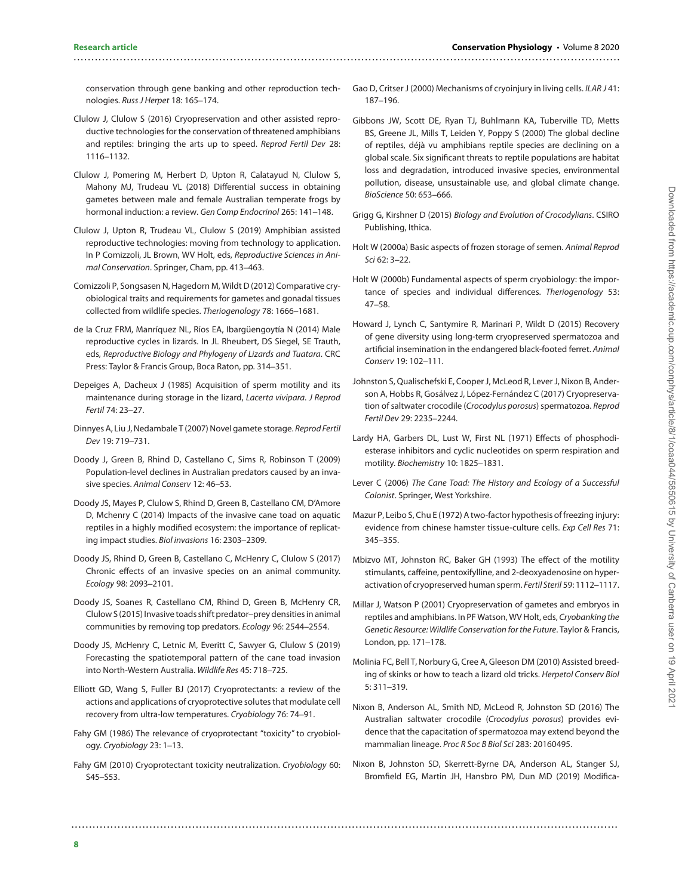conservation through gene banking and other reproduction technologies. *Russ J Herpet* 18: 165–174.

Clulow J, Clulow S (2016) Cryopreservation and other assisted reproductive technologies for the conservation of threatened amphibians and reptiles: bringing the arts up to speed. *Reprod Fertil Dev* 28: 1116–1132.

Clulow J, Pomering M, Herbert D, Upton R, Calatayud N, Clulow S, Mahony MJ, Trudeau VL (2018) Differential success in obtaining gametes between male and female Australian temperate frogs by hormonal induction: a review. *Gen Comp Endocrinol* 265: 141–148.

Clulow J, Upton R, Trudeau VL, Clulow S (2019) Amphibian assisted reproductive technologies: moving from technology to application. In P Comizzoli, JL Brown, WV Holt, eds, *Reproductive Sciences in Animal Conservation*. Springer, Cham, pp. 413–463.

Comizzoli P, Songsasen N, Hagedorn M, Wildt D (2012) Comparative cryobiological traits and requirements for gametes and gonadal tissues collected from wildlife species. *Theriogenology* 78: 1666–1681.

de la Cruz FRM, Manríquez NL, Ríos EA, Ibargüengoytía N (2014) Male reproductive cycles in lizards. In JL Rheubert, DS Siegel, SE Trauth, eds, *Reproductive Biology and Phylogeny of Lizards and Tuatara*. CRC Press: Taylor & Francis Group, Boca Raton, pp. 314–351.

Depeiges A, Dacheux J (1985) Acquisition of sperm motility and its maintenance during storage in the lizard, *Lacerta vivipara*. *J Reprod Fertil* 74: 23–27.

Dinnyes A, Liu J, Nedambale T (2007) Novel gamete storage. *Reprod Fertil Dev* 19: 719–731.

Doody J, Green B, Rhind D, Castellano C, Sims R, Robinson T (2009) Population-level declines in Australian predators caused by an invasive species. *Animal Conserv* 12: 46–53.

Doody JS, Mayes P, Clulow S, Rhind D, Green B, Castellano CM, D'Amore D, Mchenry C (2014) Impacts of the invasive cane toad on aquatic reptiles in a highly modified ecosystem: the importance of replicating impact studies. *Biol invasions* 16: 2303–2309.

Doody JS, Rhind D, Green B, Castellano C, McHenry C, Clulow S (2017) Chronic effects of an invasive species on an animal community. *Ecology* 98: 2093–2101.

Doody JS, Soanes R, Castellano CM, Rhind D, Green B, McHenry CR, Clulow S (2015) Invasive toads shift predator–prey densities in animal communities by removing top predators. *Ecology* 96: 2544–2554.

Doody JS, McHenry C, Letnic M, Everitt C, Sawyer G, Clulow S (2019) Forecasting the spatiotemporal pattern of the cane toad invasion into North-Western Australia. *Wildlife Res* 45: 718–725.

Elliott GD, Wang S, Fuller BJ (2017) Cryoprotectants: a review of the actions and applications of cryoprotective solutes that modulate cell recovery from ultra-low temperatures. *Cryobiology* 76: 74–91.

Fahy GM (1986) The relevance of cryoprotectant "toxicity" to cryobiology. *Cryobiology* 23: 1–13.

Fahy GM (2010) Cryoprotectant toxicity neutralization. *Cryobiology* 60: S45–S53.

Gao D, Critser J (2000) Mechanisms of cryoinjury in living cells. *ILAR J* 41: 187–196.

Gibbons JW, Scott DE, Ryan TJ, Buhlmann KA, Tuberville TD, Metts BS, Greene JL, Mills T, Leiden Y, Poppy S (2000) The global decline of reptiles, déjà vu amphibians reptile species are declining on a global scale. Six significant threats to reptile populations are habitat loss and degradation, introduced invasive species, environmental pollution, disease, unsustainable use, and global climate change. *BioScience* 50: 653–666.

Grigg G, Kirshner D (2015) *Biology and Evolution of Crocodylians*. CSIRO Publishing, Ithica.

Holt W (2000a) Basic aspects of frozen storage of semen. *Animal Reprod Sci* 62: 3–22.

Holt W (2000b) Fundamental aspects of sperm cryobiology: the importance of species and individual differences. *Theriogenology* 53: 47–58.

Howard J, Lynch C, Santymire R, Marinari P, Wildt D (2015) Recovery of gene diversity using long-term cryopreserved spermatozoa and artificial insemination in the endangered black-footed ferret. *Animal Conserv* 19: 102–111.

Johnston S, Qualischefski E, Cooper J, McLeod R, Lever J, Nixon B, Anderson A, Hobbs R, Gosálvez J, López-Fernández C (2017) Cryopreservation of saltwater crocodile (*Crocodylus porosus*) spermatozoa. *Reprod Fertil Dev* 29: 2235–2244.

Lardy HA, Garbers DL, Lust W, First NL (1971) Effects of phosphodiesterase inhibitors and cyclic nucleotides on sperm respiration and motility. *Biochemistry* 10: 1825–1831.

Lever C (2006) *The Cane Toad: The History and Ecology of a Successful Colonist*. Springer, West Yorkshire.

Mazur P, Leibo S, Chu E (1972) A two-factor hypothesis of freezing injury: evidence from chinese hamster tissue-culture cells. *Exp Cell Res* 71: 345–355.

Mbizvo MT, Johnston RC, Baker GH (1993) The effect of the motility stimulants, caffeine, pentoxifylline, and 2-deoxyadenosine on hyperactivation of cryopreserved human sperm. *Fertil Steril* 59: 1112–1117.

Millar J, Watson P (2001) Cryopreservation of gametes and embryos in reptiles and amphibians. In PF Watson, WV Holt, eds, *Cryobanking the Genetic Resource: Wildlife Conservation for the Future*. Taylor & Francis, London, pp. 171–178.

Molinia FC, Bell T, Norbury G, Cree A, Gleeson DM (2010) Assisted breeding of skinks or how to teach a lizard old tricks. *Herpetol Conserv Biol* 5: 311–319.

Nixon B, Anderson AL, Smith ND, McLeod R, Johnston SD (2016) The Australian saltwater crocodile (*Crocodylus porosus*) provides evidence that the capacitation of spermatozoa may extend beyond the mammalian lineage. *Proc R Soc B Biol Sci* 283: 20160495.

Nixon B, Johnston SD, Skerrett-Byrne DA, Anderson AL, Stanger SJ, Bromfield EG, Martin JH, Hansbro PM, Dun MD (2019) Modifica-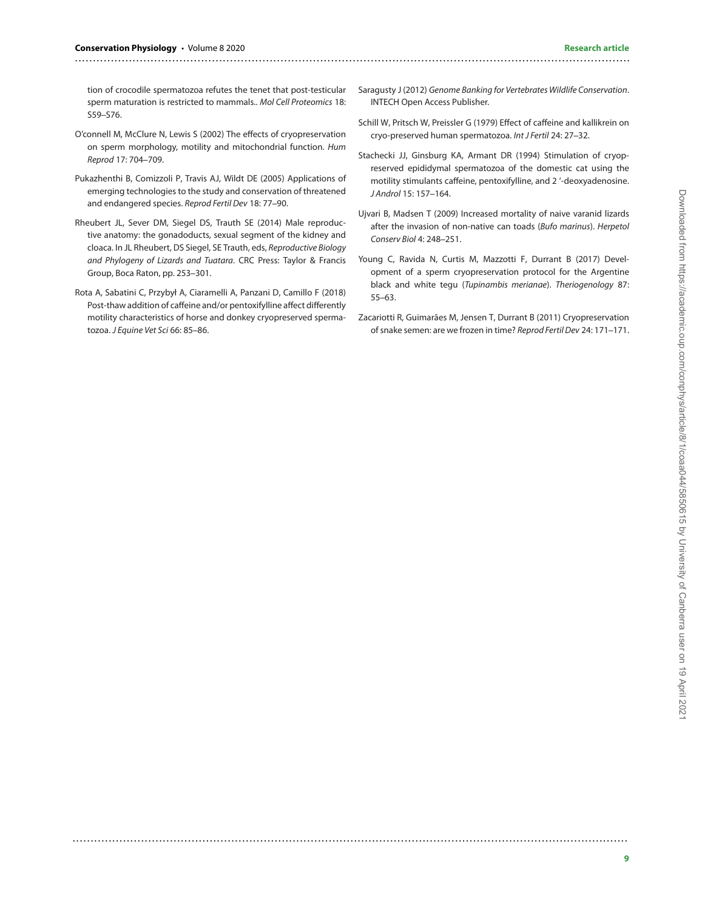tion of crocodile spermatozoa refutes the tenet that post-testicular sperm maturation is restricted to mammals.. *Mol Cell Proteomics* 18: S59–S76.

O'connell M, McClure N, Lewis S (2002) The effects of cryopreservation on sperm morphology, motility and mitochondrial function. *Hum Reprod* 17: 704–709.

Pukazhenthi B, Comizzoli P, Travis AJ, Wildt DE (2005) Applications of emerging technologies to the study and conservation of threatened and endangered species. *Reprod Fertil Dev* 18: 77–90.

Rheubert JL, Sever DM, Siegel DS, Trauth SE (2014) Male reproductive anatomy: the gonadoducts, sexual segment of the kidney and cloaca. In JL Rheubert, DS Siegel, SE Trauth, eds, *Reproductive Biology and Phylogeny of Lizards and Tuatara*. CRC Press: Taylor & Francis Group, Boca Raton, pp. 253–301.

Rota A, Sabatini C, Przybył A, Ciaramelli A, Panzani D, Camillo F (2018) Post-thaw addition of caffeine and/or pentoxifylline affect differently motility characteristics of horse and donkey cryopreserved spermatozoa. *J Equine Vet Sci* 66: 85–86.

Saragusty J (2012) *Genome Banking for Vertebrates Wildlife Conservation*. INTECH Open Access Publisher.

Schill W, Pritsch W, Preissler G (1979) Effect of caffeine and kallikrein on cryo-preserved human spermatozoa. *Int J Fertil* 24: 27–32.

Stachecki JJ, Ginsburg KA, Armant DR (1994) Stimulation of cryopreserved epididymal spermatozoa of the domestic cat using the motility stimulants caffeine, pentoxifylline, and 2 '-deoxyadenosine. *J Androl* 15: 157–164.

Ujvari B, Madsen T (2009) Increased mortality of naive varanid lizards after the invasion of non-native can toads (*Bufo marinus*). *Herpetol Conserv Biol* 4: 248–251.

Young C, Ravida N, Curtis M, Mazzotti F, Durrant B (2017) Development of a sperm cryopreservation protocol for the Argentine black and white tegu (*Tupinambis merianae*). *Theriogenology* 87: 55–63.

Zacariotti R, Guimarães M, Jensen T, Durrant B (2011) Cryopreservation of snake semen: are we frozen in time? *Reprod Fertil Dev* 24: 171–171.